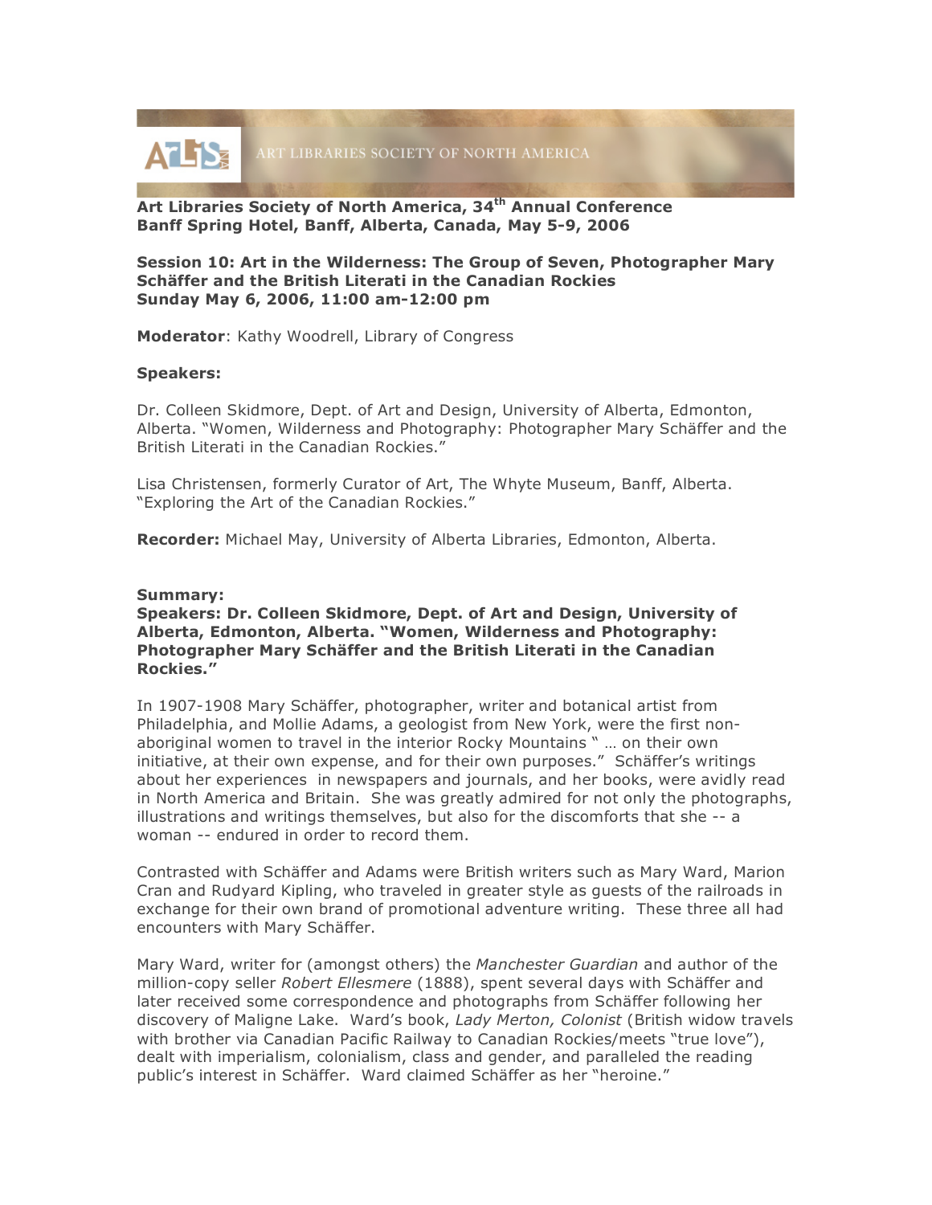ART LIBRARIES SOCIETY OF NORTH AMERICA

**Art Libraries Society of North America, 34th Annual Conference**
**Banff Spring Hotel, Banff, Alberta, Canada, May 5-9, 2006**

**Session 10: Art in the Wilderness: The Group of Seven, Photographer Mary Schäffer and the British Literati in the Canadian Rockies**
**Sunday May 6, 2006, 11:00 am-12:00 pm**

**Moderator**: Kathy Woodrell, Library of Congress

**Speakers:**

Dr. Colleen Skidmore, Dept. of Art and Design, University of Alberta, Edmonton, Alberta. "Women, Wilderness and Photography: Photographer Mary Schäffer and the British Literati in the Canadian Rockies."

Lisa Christensen, formerly Curator of Art, The Whyte Museum, Banff, Alberta. "Exploring the Art of the Canadian Rockies."

**Recorder:** Michael May, University of Alberta Libraries, Edmonton, Alberta.

**Summary:**
**Speakers: Dr. Colleen Skidmore, Dept. of Art and Design, University of Alberta, Edmonton, Alberta. "Women, Wilderness and Photography: Photographer Mary Schäffer and the British Literati in the Canadian Rockies."**

In 1907-1908 Mary Schäffer, photographer, writer and botanical artist from Philadelphia, and Mollie Adams, a geologist from New York, were the first non-aboriginal women to travel in the interior Rocky Mountains " … on their own initiative, at their own expense, and for their own purposes." Schäffer's writings about her experiences in newspapers and journals, and her books, were avidly read in North America and Britain. She was greatly admired for not only the photographs, illustrations and writings themselves, but also for the discomforts that she -- a woman -- endured in order to record them.

Contrasted with Schäffer and Adams were British writers such as Mary Ward, Marion Cran and Rudyard Kipling, who traveled in greater style as guests of the railroads in exchange for their own brand of promotional adventure writing. These three all had encounters with Mary Schäffer.

Mary Ward, writer for (amongst others) the *Manchester Guardian* and author of the million-copy seller *Robert Ellesmere* (1888), spent several days with Schäffer and later received some correspondence and photographs from Schäffer following her discovery of Maligne Lake. Ward's book, *Lady Merton, Colonist* (British widow travels with brother via Canadian Pacific Railway to Canadian Rockies/meets "true love"), dealt with imperialism, colonialism, class and gender, and paralleled the reading public's interest in Schäffer. Ward claimed Schäffer as her "heroine."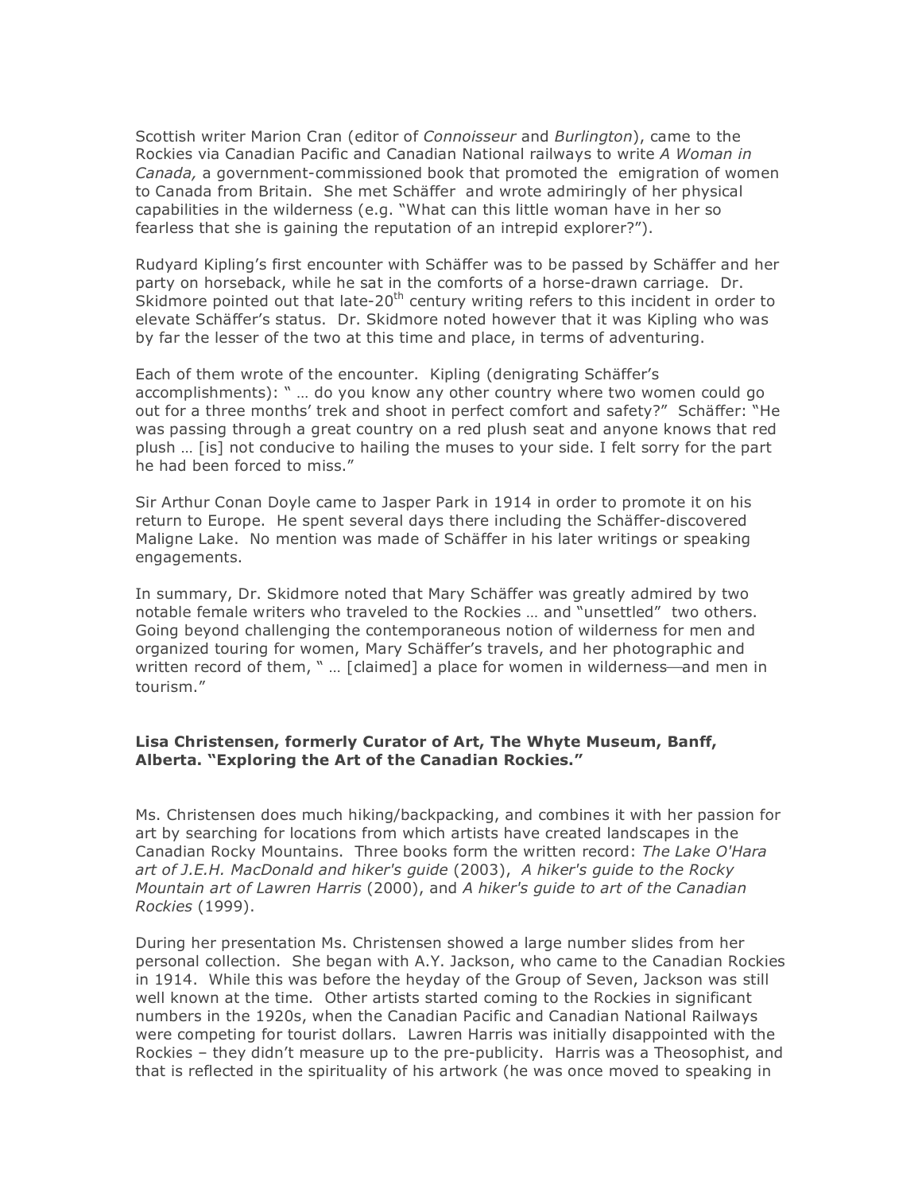Scottish writer Marion Cran (editor of *Connoisseur* and *Burlington*), came to the Rockies via Canadian Pacific and Canadian National railways to write *A Woman in Canada,* a government-commissioned book that promoted the emigration of women to Canada from Britain. She met Schäffer and wrote admiringly of her physical capabilities in the wilderness (e.g. "What can this little woman have in her so fearless that she is gaining the reputation of an intrepid explorer?").

Rudyard Kipling's first encounter with Schäffer was to be passed by Schäffer and her party on horseback, while he sat in the comforts of a horse-drawn carriage. Dr. Skidmore pointed out that late-20th century writing refers to this incident in order to elevate Schäffer's status. Dr. Skidmore noted however that it was Kipling who was by far the lesser of the two at this time and place, in terms of adventuring.

Each of them wrote of the encounter. Kipling (denigrating Schäffer's accomplishments): " … do you know any other country where two women could go out for a three months' trek and shoot in perfect comfort and safety?" Schäffer: "He was passing through a great country on a red plush seat and anyone knows that red plush … [is] not conducive to hailing the muses to your side. I felt sorry for the part he had been forced to miss."

Sir Arthur Conan Doyle came to Jasper Park in 1914 in order to promote it on his return to Europe. He spent several days there including the Schäffer-discovered Maligne Lake. No mention was made of Schäffer in his later writings or speaking engagements.

In summary, Dr. Skidmore noted that Mary Schäffer was greatly admired by two notable female writers who traveled to the Rockies … and "unsettled" two others. Going beyond challenging the contemporaneous notion of wilderness for men and organized touring for women, Mary Schäffer's travels, and her photographic and written record of them, " … [claimed] a place for women in wilderness—and men in tourism."

**Lisa Christensen, formerly Curator of Art, The Whyte Museum, Banff, Alberta. "Exploring the Art of the Canadian Rockies."**

Ms. Christensen does much hiking/backpacking, and combines it with her passion for art by searching for locations from which artists have created landscapes in the Canadian Rocky Mountains. Three books form the written record: *The Lake O'Hara art of J.E.H. MacDonald and hiker's guide* (2003), *A hiker's guide to the Rocky Mountain art of Lawren Harris* (2000), and *A hiker's guide to art of the Canadian Rockies* (1999).

During her presentation Ms. Christensen showed a large number slides from her personal collection. She began with A.Y. Jackson, who came to the Canadian Rockies in 1914. While this was before the heyday of the Group of Seven, Jackson was still well known at the time. Other artists started coming to the Rockies in significant numbers in the 1920s, when the Canadian Pacific and Canadian National Railways were competing for tourist dollars. Lawren Harris was initially disappointed with the Rockies – they didn't measure up to the pre-publicity. Harris was a Theosophist, and that is reflected in the spirituality of his artwork (he was once moved to speaking in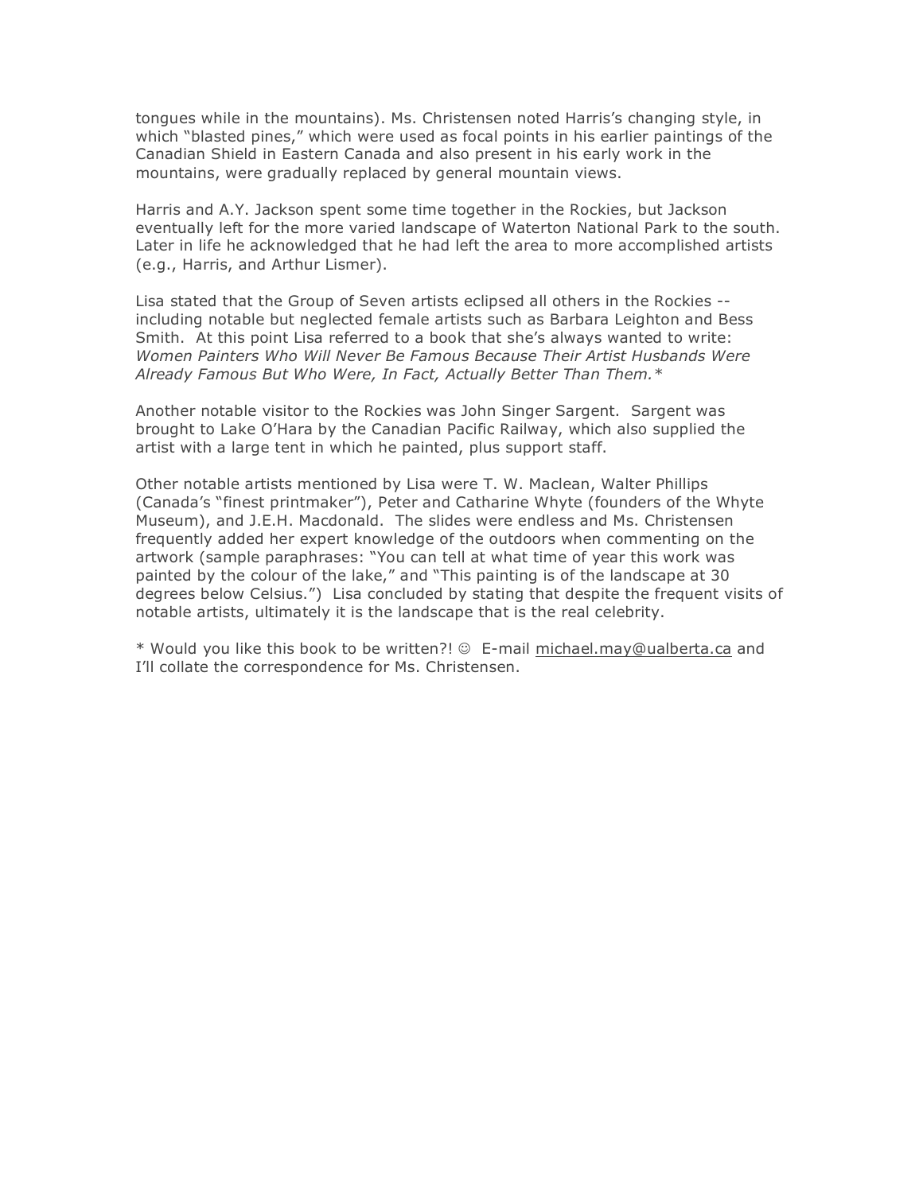tongues while in the mountains). Ms. Christensen noted Harris's changing style, in which "blasted pines," which were used as focal points in his earlier paintings of the Canadian Shield in Eastern Canada and also present in his early work in the mountains, were gradually replaced by general mountain views.

Harris and A.Y. Jackson spent some time together in the Rockies, but Jackson eventually left for the more varied landscape of Waterton National Park to the south. Later in life he acknowledged that he had left the area to more accomplished artists (e.g., Harris, and Arthur Lismer).

Lisa stated that the Group of Seven artists eclipsed all others in the Rockies -- including notable but neglected female artists such as Barbara Leighton and Bess Smith. At this point Lisa referred to a book that she's always wanted to write: *Women Painters Who Will Never Be Famous Because Their Artist Husbands Were Already Famous But Who Were, In Fact, Actually Better Than Them.**

Another notable visitor to the Rockies was John Singer Sargent. Sargent was brought to Lake O'Hara by the Canadian Pacific Railway, which also supplied the artist with a large tent in which he painted, plus support staff.

Other notable artists mentioned by Lisa were T. W. Maclean, Walter Phillips (Canada's "finest printmaker"), Peter and Catharine Whyte (founders of the Whyte Museum), and J.E.H. Macdonald. The slides were endless and Ms. Christensen frequently added her expert knowledge of the outdoors when commenting on the artwork (sample paraphrases: "You can tell at what time of year this work was painted by the colour of the lake," and "This painting is of the landscape at 30 degrees below Celsius.") Lisa concluded by stating that despite the frequent visits of notable artists, ultimately it is the landscape that is the real celebrity.

* Would you like this book to be written?! ☺ E-mail michael.may@ualberta.ca and I'll collate the correspondence for Ms. Christensen.